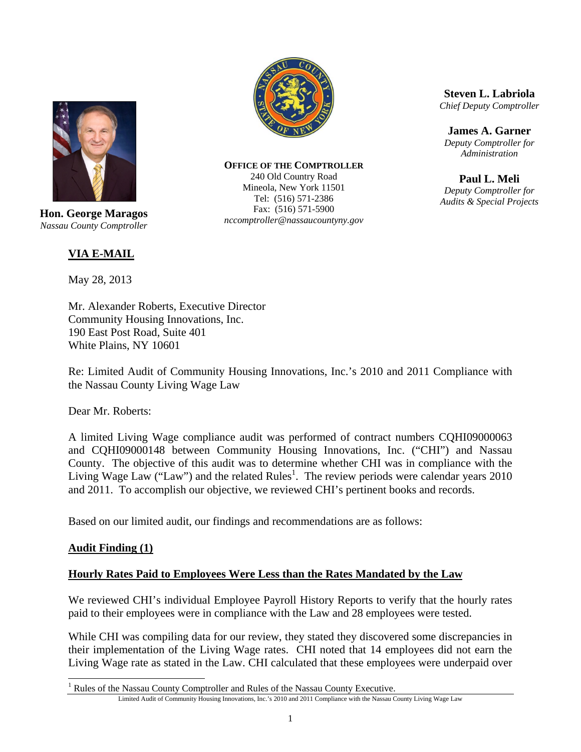**Hon. George Maragos**
*Nassau County Comptroller*

**OFFICE OF THE COMPTROLLER**
240 Old Country Road
Mineola, New York 11501
Tel: (516) 571-2386
Fax: (516) 571-5900
*nccomptroller@nassaucountyny.gov*

**Steven L. Labriola**
*Chief Deputy Comptroller*

**James A. Garner**
*Deputy Comptroller for Administration*

**Paul L. Meli**
*Deputy Comptroller for Audits & Special Projects*

**VIA E-MAIL**

May 28, 2013

Mr. Alexander Roberts, Executive Director
Community Housing Innovations, Inc.
190 East Post Road, Suite 401
White Plains, NY 10601

Re: Limited Audit of Community Housing Innovations, Inc.'s 2010 and 2011 Compliance with the Nassau County Living Wage Law

Dear Mr. Roberts:

A limited Living Wage compliance audit was performed of contract numbers CQHI09000063 and CQHI09000148 between Community Housing Innovations, Inc. ("CHI") and Nassau County. The objective of this audit was to determine whether CHI was in compliance with the Living Wage Law ("Law") and the related Rules[1]. The review periods were calendar years 2010 and 2011. To accomplish our objective, we reviewed CHI's pertinent books and records.

Based on our limited audit, our findings and recommendations are as follows:

**Audit Finding (1)**

**Hourly Rates Paid to Employees Were Less than the Rates Mandated by the Law**

We reviewed CHI's individual Employee Payroll History Reports to verify that the hourly rates paid to their employees were in compliance with the Law and 28 employees were tested.

While CHI was compiling data for our review, they stated they discovered some discrepancies in their implementation of the Living Wage rates. CHI noted that 14 employees did not earn the Living Wage rate as stated in the Law. CHI calculated that these employees were underpaid over

[1] Rules of the Nassau County Comptroller and Rules of the Nassau County Executive.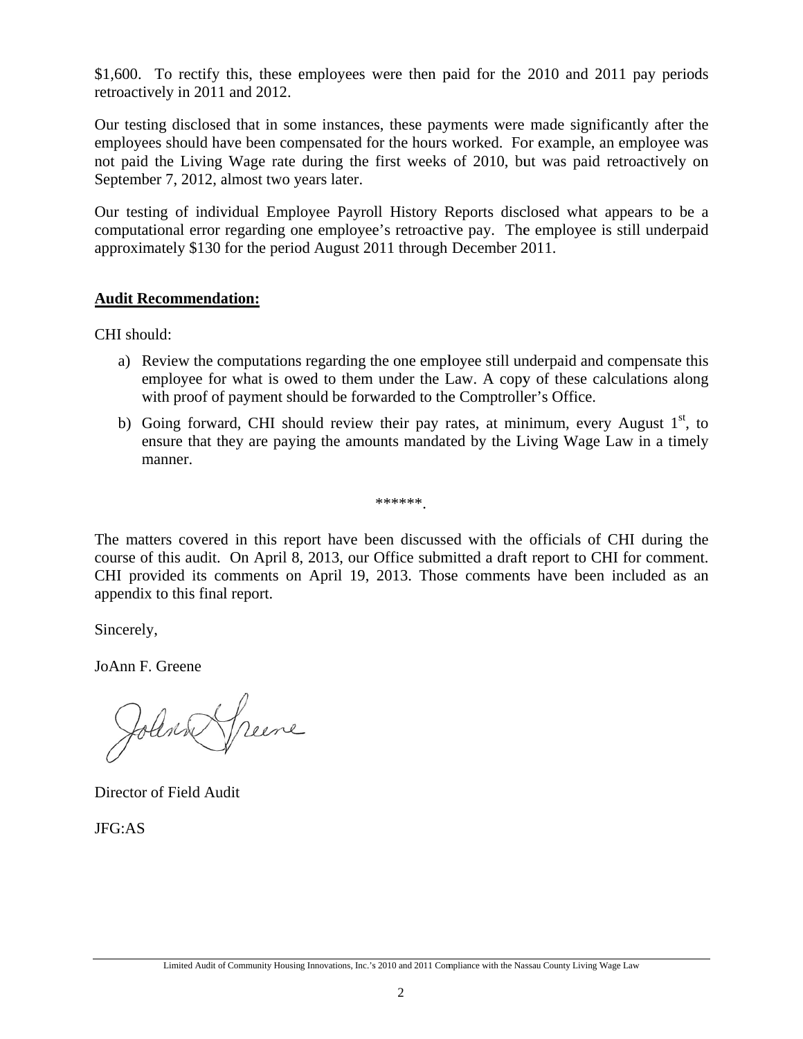$1,600. To rectify this, these employees were then paid for the 2010 and 2011 pay periods retroactively in 2011 and 2012.

Our testing disclosed that in some instances, these payments were made significantly after the employees should have been compensated for the hours worked. For example, an employee was not paid the Living Wage rate during the first weeks of 2010, but was paid retroactively on September 7, 2012, almost two years later.

Our testing of individual Employee Payroll History Reports disclosed what appears to be a computational error regarding one employee's retroactive pay. The employee is still underpaid approximately $130 for the period August 2011 through December 2011.

**Audit Recommendation:**

CHI should:

a) Review the computations regarding the one employee still underpaid and compensate this employee for what is owed to them under the Law. A copy of these calculations along with proof of payment should be forwarded to the Comptroller's Office.

b) Going forward, CHI should review their pay rates, at minimum, every August 1st, to ensure that they are paying the amounts mandated by the Living Wage Law in a timely manner.

******.

The matters covered in this report have been discussed with the officials of CHI during the course of this audit. On April 8, 2013, our Office submitted a draft report to CHI for comment. CHI provided its comments on April 19, 2013. Those comments have been included as an appendix to this final report.

Sincerely,

JoAnn F. Greene

Director of Field Audit

JFG:AS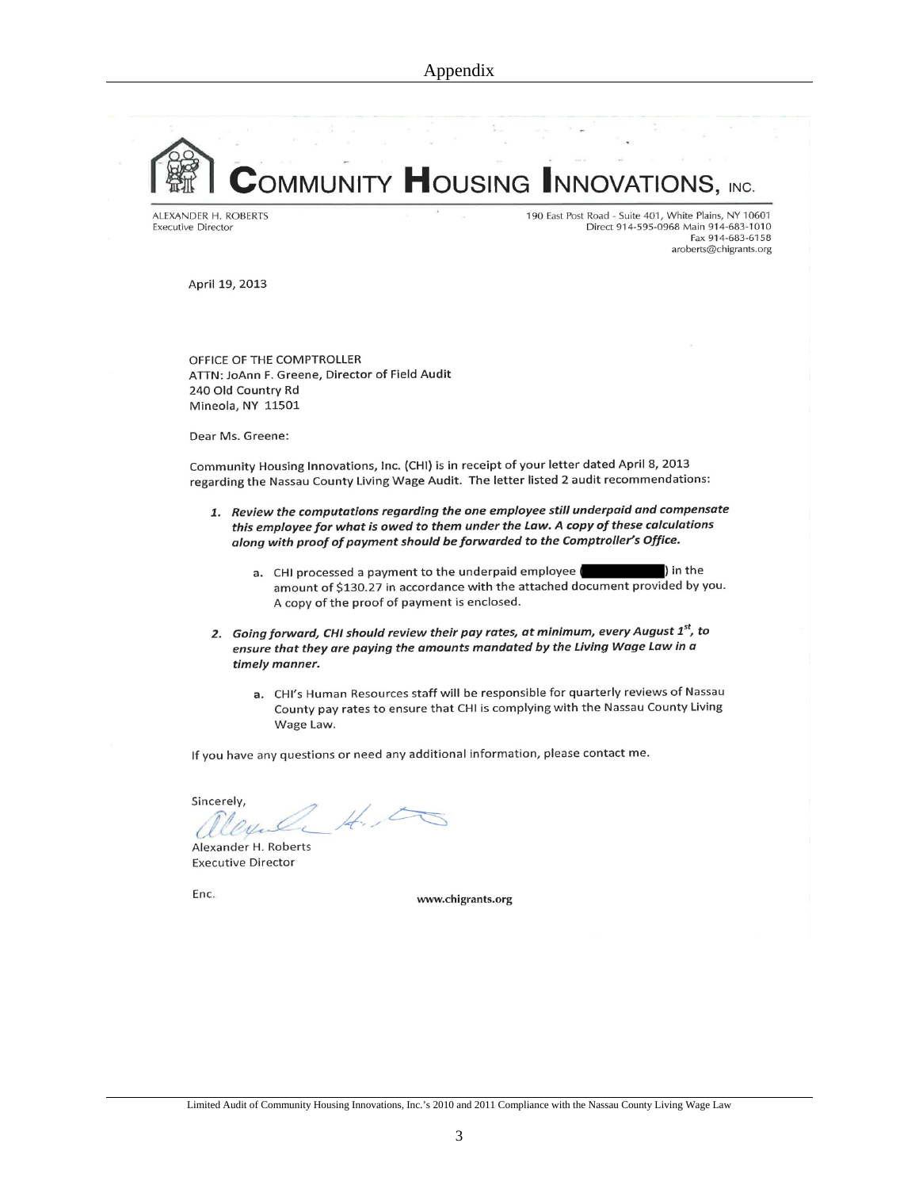# Appendix

**COMMUNITY HOUSING INNOVATIONS, INC.**

ALEXANDER H. ROBERTS
Executive Director

190 East Post Road - Suite 401, White Plains, NY 10601
Direct 914-595-0968 Main 914-683-1010
Fax 914-683-6158
aroberts@chigrants.org

April 19, 2013

OFFICE OF THE COMPTROLLER
ATTN: JoAnn F. Greene, Director of Field Audit
240 Old Country Rd
Mineola, NY 11501

Dear Ms. Greene:

Community Housing Innovations, Inc. (CHI) is in receipt of your letter dated April 8, 2013 regarding the Nassau County Living Wage Audit. The letter listed 2 audit recommendations:

1. ***Review the computations regarding the one employee still underpaid and compensate this employee for what is owed to them under the Law. A copy of these calculations along with proof of payment should be forwarded to the Comptroller's Office.***
   a. CHI processed a payment to the underpaid employee (████████) in the amount of $130.27 in accordance with the attached document provided by you. A copy of the proof of payment is enclosed.

2. ***Going forward, CHI should review their pay rates, at minimum, every August 1st, to ensure that they are paying the amounts mandated by the Living Wage Law in a timely manner.***
   a. CHI's Human Resources staff will be responsible for quarterly reviews of Nassau County pay rates to ensure that CHI is complying with the Nassau County Living Wage Law.

If you have any questions or need any additional information, please contact me.

Sincerely,

Alexander H. Roberts
Executive Director

Enc.

www.chigrants.org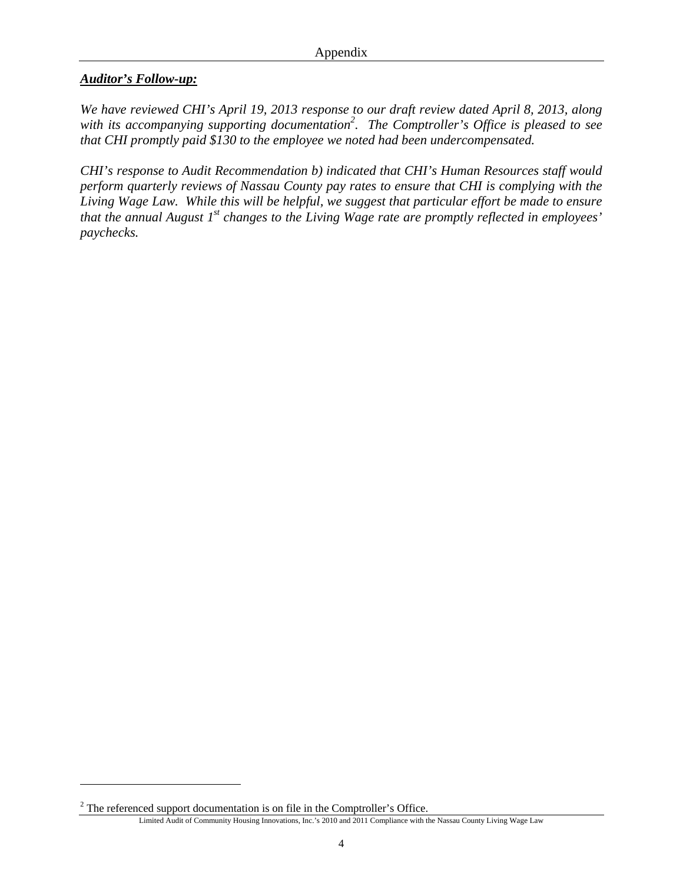***Auditor's Follow-up:***

*We have reviewed CHI's April 19, 2013 response to our draft review dated April 8, 2013, along with its accompanying supporting documentation[2]. The Comptroller's Office is pleased to see that CHI promptly paid $130 to the employee we noted had been undercompensated.*

*CHI's response to Audit Recommendation b) indicated that CHI's Human Resources staff would perform quarterly reviews of Nassau County pay rates to ensure that CHI is complying with the Living Wage Law. While this will be helpful, we suggest that particular effort be made to ensure that the annual August 1st changes to the Living Wage rate are promptly reflected in employees' paychecks.*

[2] The referenced support documentation is on file in the Comptroller's Office.